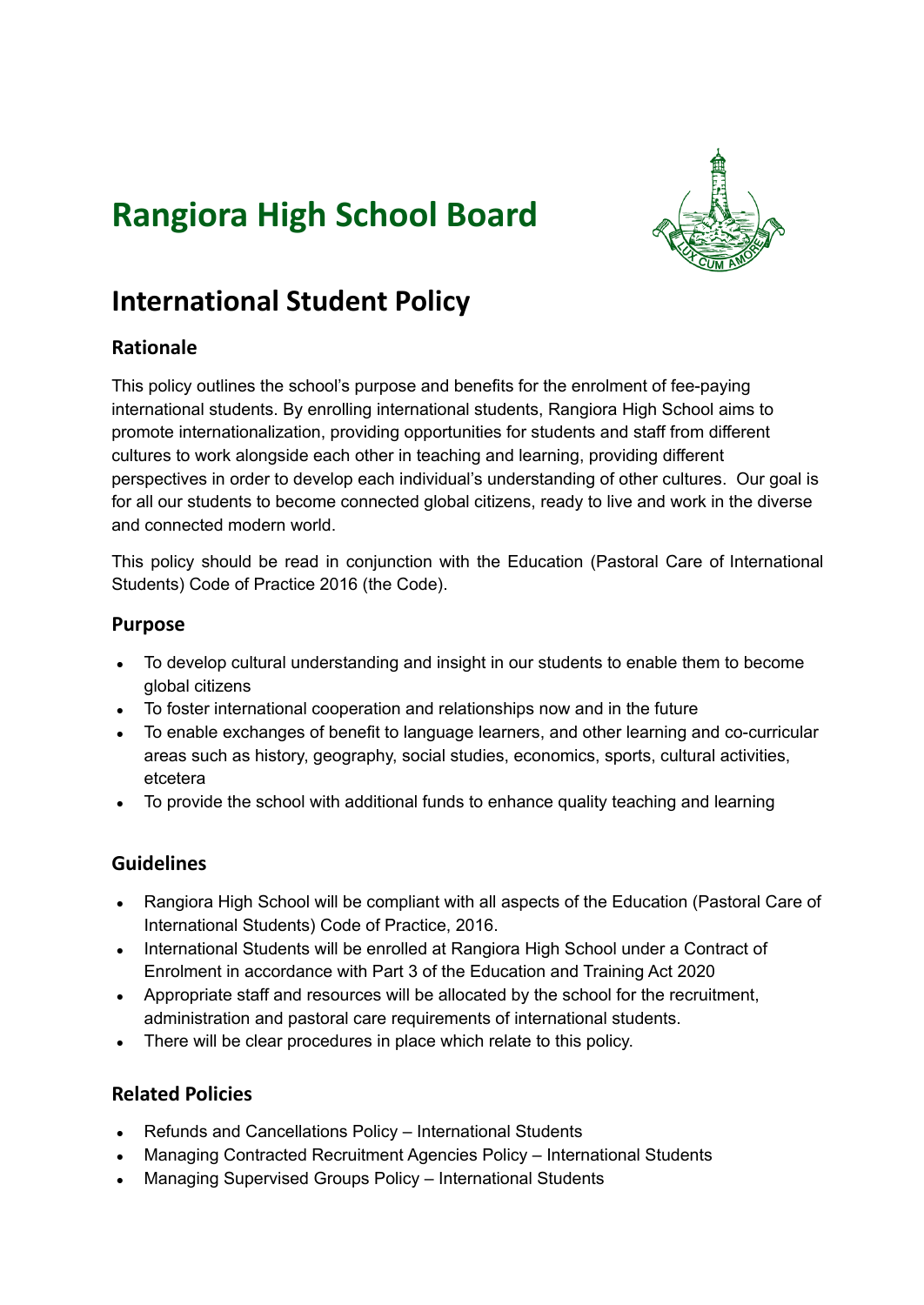# Rangiora High School Board

## International Student Policy

### Rationale

This policy outlines the school's purpose and benefits for the enrolment of fee-paying international students. By enrolling international students, Rangiora High School aims to promote internationalization, providing opportunities for students and staff from different cultures to work alongside each other in teaching and learning, providing different perspectives in order to develop each individual's understanding of other cultures. Our goal is for all our students to become connected global citizens, ready to live and work in the diverse and connected modern world.

This policy should be read in conjunction with the Education (Pastoral Care of International Students) Code of Practice 2016 (the Code).

### Purpose

- To develop cultural understanding and insight in our students to enable them to become global citizens
- To foster international cooperation and relationships now and in the future
- To enable exchanges of benefit to language learners, and other learning and co-curricular areas such as history, geography, social studies, economics, sports, cultural activities, etcetera
- To provide the school with additional funds to enhance quality teaching and learning

### Guidelines

- Rangiora High School will be compliant with all aspects of the Education (Pastoral Care of International Students) Code of Practice, 2016.
- International Students will be enrolled at Rangiora High School under a Contract of Enrolment in accordance with Part 3 of the Education and Training Act 2020
- Appropriate staff and resources will be allocated by the school for the recruitment, administration and pastoral care requirements of international students.
- There will be clear procedures in place which relate to this policy.

### Related Policies

- Refunds and Cancellations Policy – International Students
- Managing Contracted Recruitment Agencies Policy – International Students
- Managing Supervised Groups Policy – International Students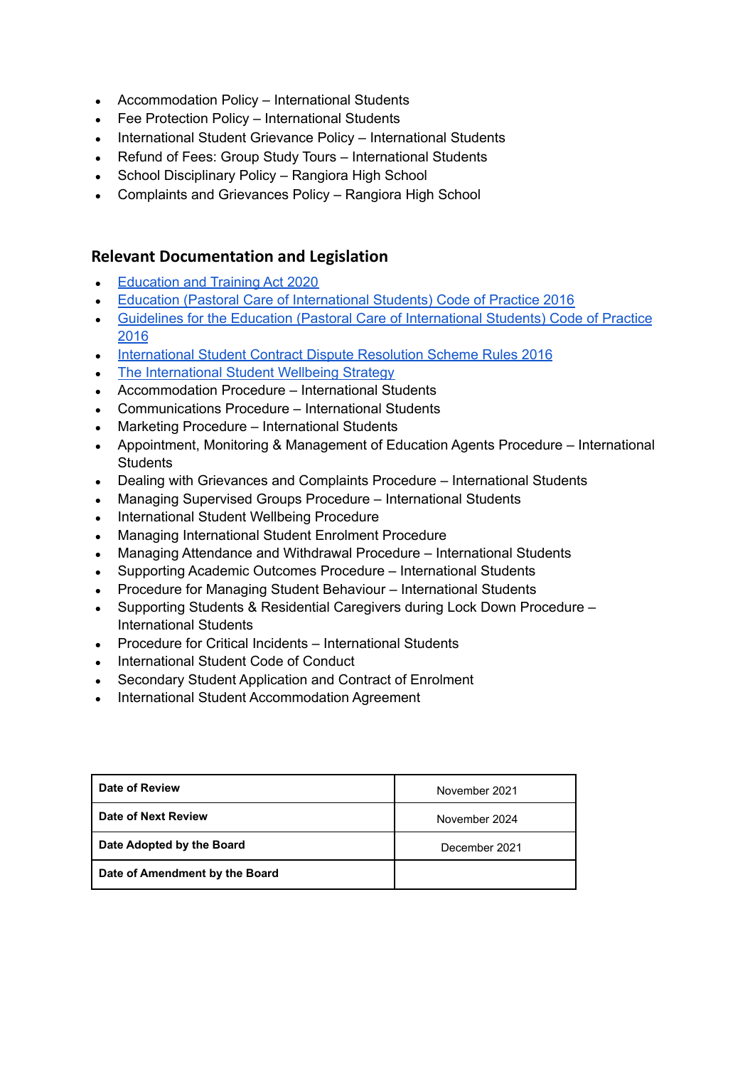- Accommodation Policy – International Students
- Fee Protection Policy – International Students
- International Student Grievance Policy – International Students
- Refund of Fees: Group Study Tours – International Students
- School Disciplinary Policy – Rangiora High School
- Complaints and Grievances Policy – Rangiora High School

## Relevant Documentation and Legislation

- Education and Training Act 2020
- Education (Pastoral Care of International Students) Code of Practice 2016
- Guidelines for the Education (Pastoral Care of International Students) Code of Practice 2016
- International Student Contract Dispute Resolution Scheme Rules 2016
- The International Student Wellbeing Strategy
- Accommodation Procedure – International Students
- Communications Procedure – International Students
- Marketing Procedure – International Students
- Appointment, Monitoring & Management of Education Agents Procedure – International Students
- Dealing with Grievances and Complaints Procedure – International Students
- Managing Supervised Groups Procedure – International Students
- International Student Wellbeing Procedure
- Managing International Student Enrolment Procedure
- Managing Attendance and Withdrawal Procedure – International Students
- Supporting Academic Outcomes Procedure – International Students
- Procedure for Managing Student Behaviour – International Students
- Supporting Students & Residential Caregivers during Lock Down Procedure – International Students
- Procedure for Critical Incidents – International Students
- International Student Code of Conduct
- Secondary Student Application and Contract of Enrolment
- International Student Accommodation Agreement

| | |
|---|---|
| **Date of Review** | November 2021 |
| **Date of Next Review** | November 2024 |
| **Date Adopted by the Board** | December 2021 |
| **Date of Amendment by the Board** | |